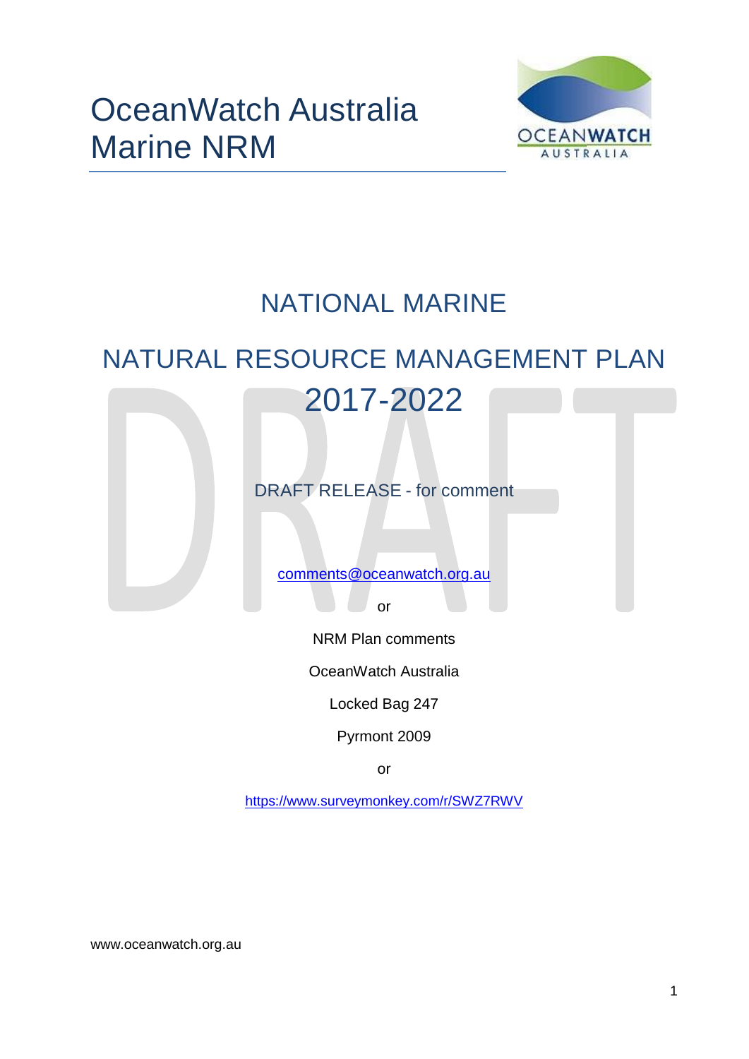OceanWatch Australia
Marine NRM

# NATIONAL MARINE

# NATURAL RESOURCE MANAGEMENT PLAN 2017-2022

DRAFT RELEASE - for comment

comments@oceanwatch.org.au

or

NRM Plan comments

OceanWatch Australia

Locked Bag 247

Pyrmont 2009

or

https://www.surveymonkey.com/r/SWZ7RWV

www.oceanwatch.org.au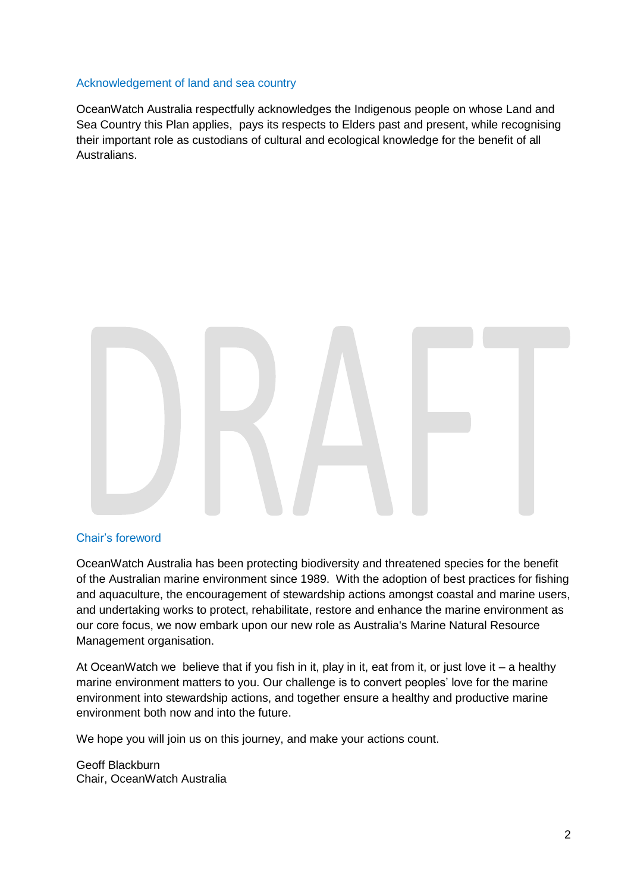## Acknowledgement of land and sea country

OceanWatch Australia respectfully acknowledges the Indigenous people on whose Land and Sea Country this Plan applies, pays its respects to Elders past and present, while recognising their important role as custodians of cultural and ecological knowledge for the benefit of all Australians.

## Chair's foreword

OceanWatch Australia has been protecting biodiversity and threatened species for the benefit of the Australian marine environment since 1989. With the adoption of best practices for fishing and aquaculture, the encouragement of stewardship actions amongst coastal and marine users, and undertaking works to protect, rehabilitate, restore and enhance the marine environment as our core focus, we now embark upon our new role as Australia's Marine Natural Resource Management organisation.

At OceanWatch we believe that if you fish in it, play in it, eat from it, or just love it – a healthy marine environment matters to you. Our challenge is to convert peoples' love for the marine environment into stewardship actions, and together ensure a healthy and productive marine environment both now and into the future.

We hope you will join us on this journey, and make your actions count.

Geoff Blackburn
Chair, OceanWatch Australia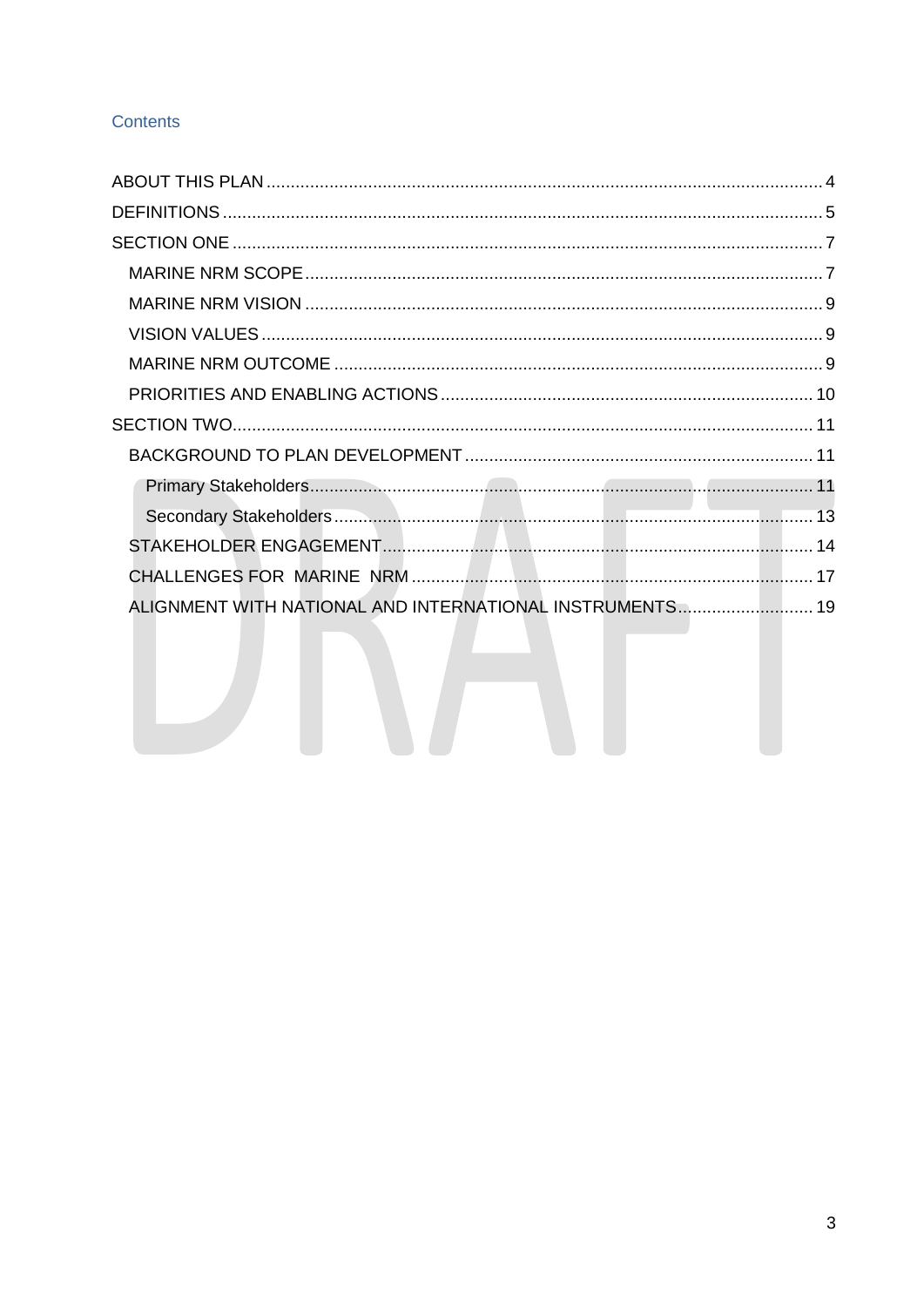## Contents

ABOUT THIS PLAN .......... 4
DEFINITIONS .......... 5
SECTION ONE .......... 7
- MARINE NRM SCOPE .......... 7
- MARINE NRM VISION .......... 9
- VISION VALUES .......... 9
- MARINE NRM OUTCOME .......... 9
- PRIORITIES AND ENABLING ACTIONS .......... 10

SECTION TWO .......... 11
- BACKGROUND TO PLAN DEVELOPMENT .......... 11
  - Primary Stakeholders .......... 11
  - Secondary Stakeholders .......... 13
- STAKEHOLDER ENGAGEMENT .......... 14
- CHALLENGES FOR MARINE NRM .......... 17
- ALIGNMENT WITH NATIONAL AND INTERNATIONAL INSTRUMENTS .......... 19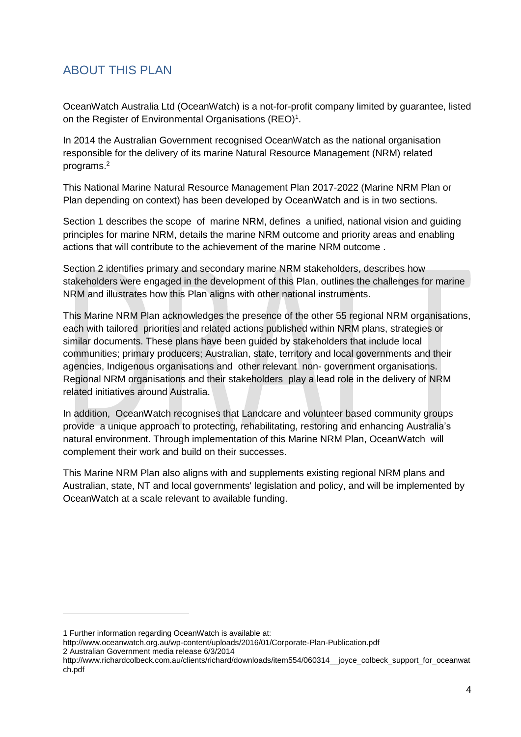## ABOUT THIS PLAN

OceanWatch Australia Ltd (OceanWatch) is a not-for-profit company limited by guarantee, listed on the Register of Environmental Organisations (REO)[1].

In 2014 the Australian Government recognised OceanWatch as the national organisation responsible for the delivery of its marine Natural Resource Management (NRM) related programs.[2]

This National Marine Natural Resource Management Plan 2017-2022 (Marine NRM Plan or Plan depending on context) has been developed by OceanWatch and is in two sections.

Section 1 describes the scope of marine NRM, defines a unified, national vision and guiding principles for marine NRM, details the marine NRM outcome and priority areas and enabling actions that will contribute to the achievement of the marine NRM outcome .

Section 2 identifies primary and secondary marine NRM stakeholders, describes how stakeholders were engaged in the development of this Plan, outlines the challenges for marine NRM and illustrates how this Plan aligns with other national instruments.

This Marine NRM Plan acknowledges the presence of the other 55 regional NRM organisations, each with tailored priorities and related actions published within NRM plans, strategies or similar documents. These plans have been guided by stakeholders that include local communities; primary producers; Australian, state, territory and local governments and their agencies, Indigenous organisations and other relevant non- government organisations. Regional NRM organisations and their stakeholders play a lead role in the delivery of NRM related initiatives around Australia.

In addition, OceanWatch recognises that Landcare and volunteer based community groups provide a unique approach to protecting, rehabilitating, restoring and enhancing Australia's natural environment. Through implementation of this Marine NRM Plan, OceanWatch will complement their work and build on their successes.

This Marine NRM Plan also aligns with and supplements existing regional NRM plans and Australian, state, NT and local governments' legislation and policy, and will be implemented by OceanWatch at a scale relevant to available funding.

---

1 Further information regarding OceanWatch is available at:
http://www.oceanwatch.org.au/wp-content/uploads/2016/01/Corporate-Plan-Publication.pdf

2 Australian Government media release 6/3/2014
http://www.richardcolbeck.com.au/clients/richard/downloads/item554/060314__joyce_colbeck_support_for_oceanwatch.pdf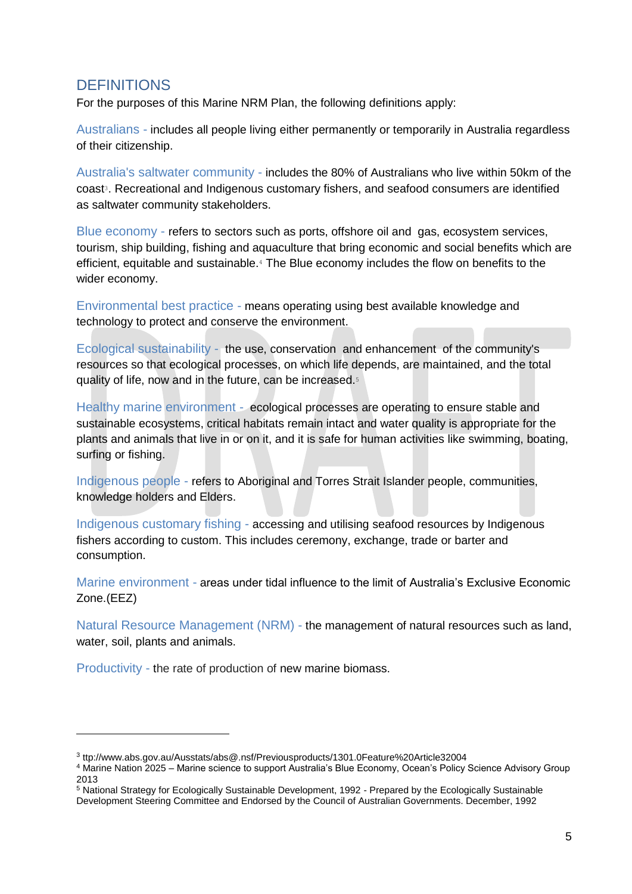## DEFINITIONS

For the purposes of this Marine NRM Plan, the following definitions apply:

Australians - includes all people living either permanently or temporarily in Australia regardless of their citizenship.

Australia's saltwater community - includes the 80% of Australians who live within 50km of the coast[3]. Recreational and Indigenous customary fishers, and seafood consumers are identified as saltwater community stakeholders.

Blue economy - refers to sectors such as ports, offshore oil and gas, ecosystem services, tourism, ship building, fishing and aquaculture that bring economic and social benefits which are efficient, equitable and sustainable.[4] The Blue economy includes the flow on benefits to the wider economy.

Environmental best practice - means operating using best available knowledge and technology to protect and conserve the environment.

Ecological sustainability - the use, conservation and enhancement of the community's resources so that ecological processes, on which life depends, are maintained, and the total quality of life, now and in the future, can be increased.[5]

Healthy marine environment - ecological processes are operating to ensure stable and sustainable ecosystems, critical habitats remain intact and water quality is appropriate for the plants and animals that live in or on it, and it is safe for human activities like swimming, boating, surfing or fishing.

Indigenous people - refers to Aboriginal and Torres Strait Islander people, communities, knowledge holders and Elders.

Indigenous customary fishing - accessing and utilising seafood resources by Indigenous fishers according to custom. This includes ceremony, exchange, trade or barter and consumption.

Marine environment - areas under tidal influence to the limit of Australia's Exclusive Economic Zone.(EEZ)

Natural Resource Management (NRM) - the management of natural resources such as land, water, soil, plants and animals.

Productivity - the rate of production of new marine biomass.

---

[3] ttp://www.abs.gov.au/Ausstats/abs@.nsf/Previousproducts/1301.0Feature%20Article32004

[4] Marine Nation 2025 – Marine science to support Australia's Blue Economy, Ocean's Policy Science Advisory Group 2013

[5] National Strategy for Ecologically Sustainable Development, 1992 - Prepared by the Ecologically Sustainable Development Steering Committee and Endorsed by the Council of Australian Governments. December, 1992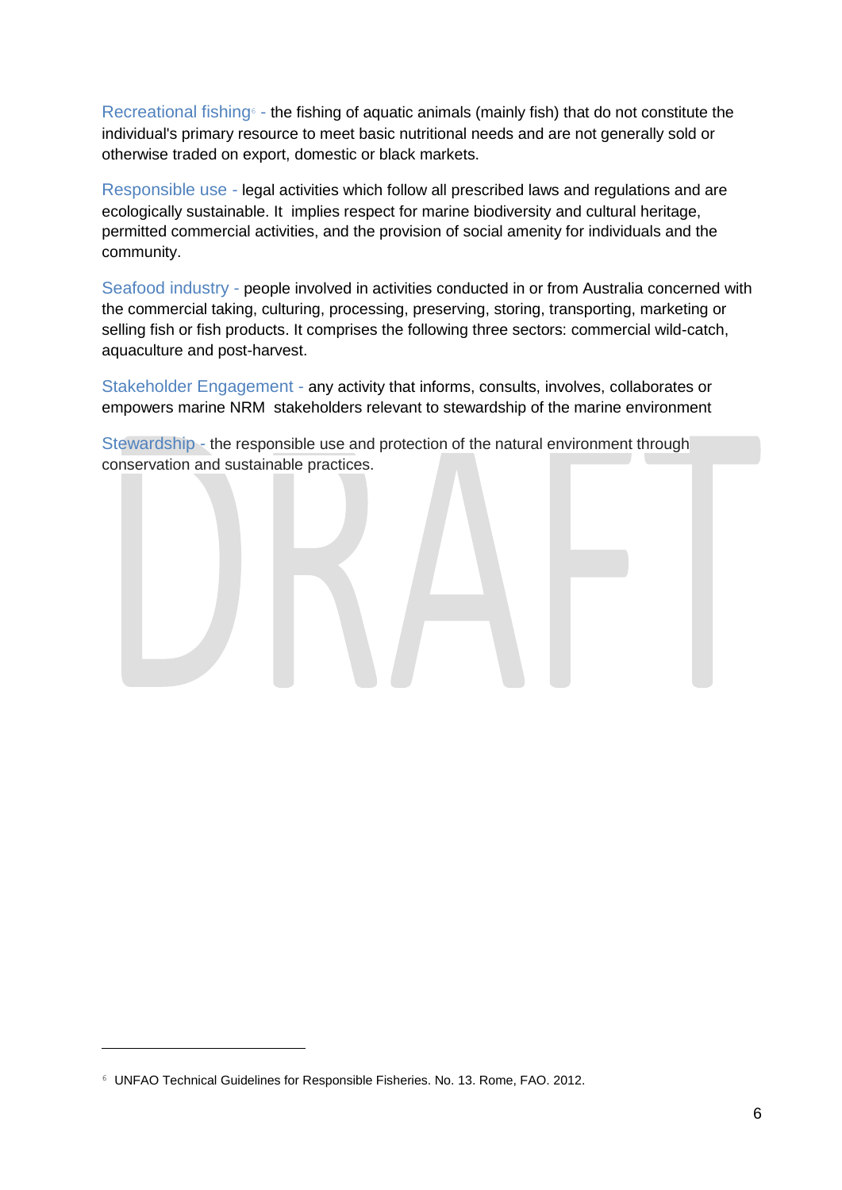**Recreational fishing**[6] - the fishing of aquatic animals (mainly fish) that do not constitute the individual's primary resource to meet basic nutritional needs and are not generally sold or otherwise traded on export, domestic or black markets.

**Responsible use** - legal activities which follow all prescribed laws and regulations and are ecologically sustainable. It implies respect for marine biodiversity and cultural heritage, permitted commercial activities, and the provision of social amenity for individuals and the community.

**Seafood industry** - people involved in activities conducted in or from Australia concerned with the commercial taking, culturing, processing, preserving, storing, transporting, marketing or selling fish or fish products. It comprises the following three sectors: commercial wild-catch, aquaculture and post-harvest.

**Stakeholder Engagement** - any activity that informs, consults, involves, collaborates or empowers marine NRM stakeholders relevant to stewardship of the marine environment

**Stewardship** - the responsible use and protection of the natural environment through conservation and sustainable practices.

---

[6] UNFAO Technical Guidelines for Responsible Fisheries. No. 13. Rome, FAO. 2012.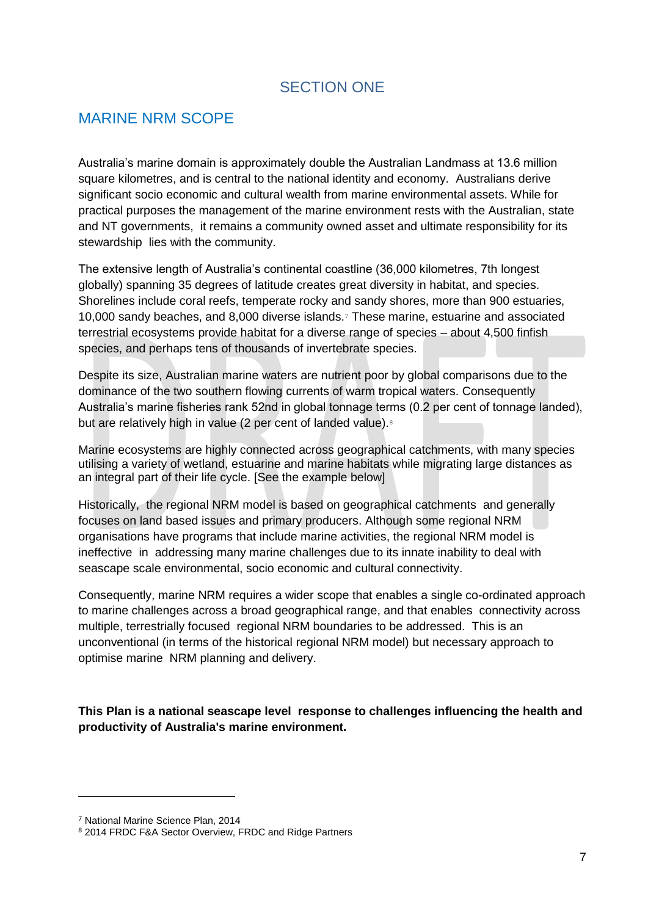# SECTION ONE

## MARINE NRM SCOPE

Australia's marine domain is approximately double the Australian Landmass at 13.6 million square kilometres, and is central to the national identity and economy. Australians derive significant socio economic and cultural wealth from marine environmental assets. While for practical purposes the management of the marine environment rests with the Australian, state and NT governments, it remains a community owned asset and ultimate responsibility for its stewardship lies with the community.

The extensive length of Australia's continental coastline (36,000 kilometres, 7th longest globally) spanning 35 degrees of latitude creates great diversity in habitat, and species. Shorelines include coral reefs, temperate rocky and sandy shores, more than 900 estuaries, 10,000 sandy beaches, and 8,000 diverse islands.[7] These marine, estuarine and associated terrestrial ecosystems provide habitat for a diverse range of species – about 4,500 finfish species, and perhaps tens of thousands of invertebrate species.

Despite its size, Australian marine waters are nutrient poor by global comparisons due to the dominance of the two southern flowing currents of warm tropical waters. Consequently Australia's marine fisheries rank 52nd in global tonnage terms (0.2 per cent of tonnage landed), but are relatively high in value (2 per cent of landed value).[8]

Marine ecosystems are highly connected across geographical catchments, with many species utilising a variety of wetland, estuarine and marine habitats while migrating large distances as an integral part of their life cycle. [See the example below]

Historically, the regional NRM model is based on geographical catchments and generally focuses on land based issues and primary producers. Although some regional NRM organisations have programs that include marine activities, the regional NRM model is ineffective in addressing many marine challenges due to its innate inability to deal with seascape scale environmental, socio economic and cultural connectivity.

Consequently, marine NRM requires a wider scope that enables a single co-ordinated approach to marine challenges across a broad geographical range, and that enables connectivity across multiple, terrestrially focused regional NRM boundaries to be addressed. This is an unconventional (in terms of the historical regional NRM model) but necessary approach to optimise marine NRM planning and delivery.

**This Plan is a national seascape level response to challenges influencing the health and productivity of Australia's marine environment.**

---

[7] National Marine Science Plan, 2014

[8] 2014 FRDC F&A Sector Overview, FRDC and Ridge Partners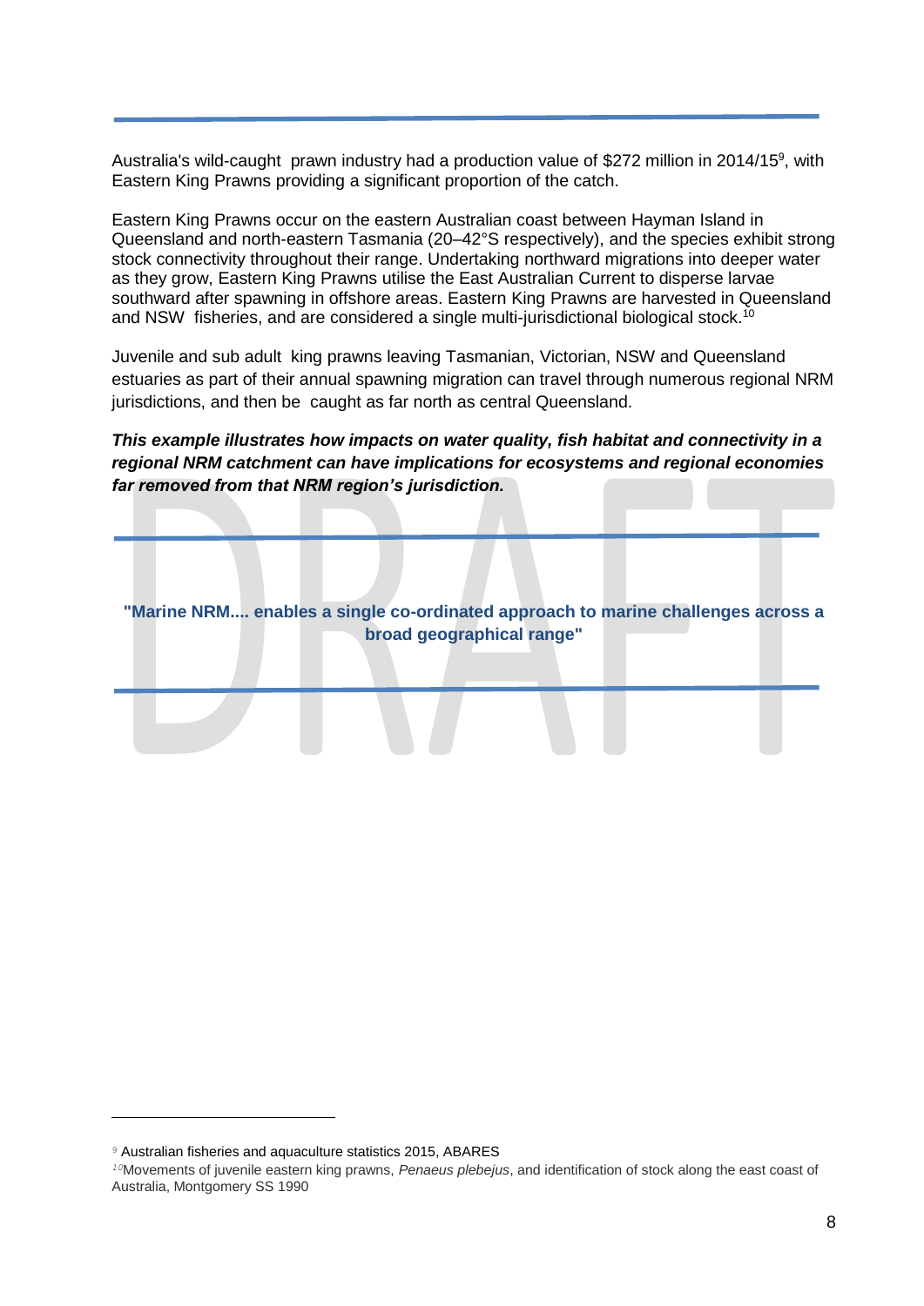Australia's wild-caught prawn industry had a production value of $272 million in 2014/15[9], with Eastern King Prawns providing a significant proportion of the catch.

Eastern King Prawns occur on the eastern Australian coast between Hayman Island in Queensland and north-eastern Tasmania (20–42°S respectively), and the species exhibit strong stock connectivity throughout their range. Undertaking northward migrations into deeper water as they grow, Eastern King Prawns utilise the East Australian Current to disperse larvae southward after spawning in offshore areas. Eastern King Prawns are harvested in Queensland and NSW fisheries, and are considered a single multi-jurisdictional biological stock.[10]

Juvenile and sub adult king prawns leaving Tasmanian, Victorian, NSW and Queensland estuaries as part of their annual spawning migration can travel through numerous regional NRM jurisdictions, and then be caught as far north as central Queensland.

***This example illustrates how impacts on water quality, fish habitat and connectivity in a regional NRM catchment can have implications for ecosystems and regional economies far removed from that NRM region's jurisdiction.***

---

**"Marine NRM.... enables a single co-ordinated approach to marine challenges across a broad geographical range"**

---

[9] Australian fisheries and aquaculture statistics 2015, ABARES

[10] Movements of juvenile eastern king prawns, *Penaeus plebejus*, and identification of stock along the east coast of Australia, Montgomery SS 1990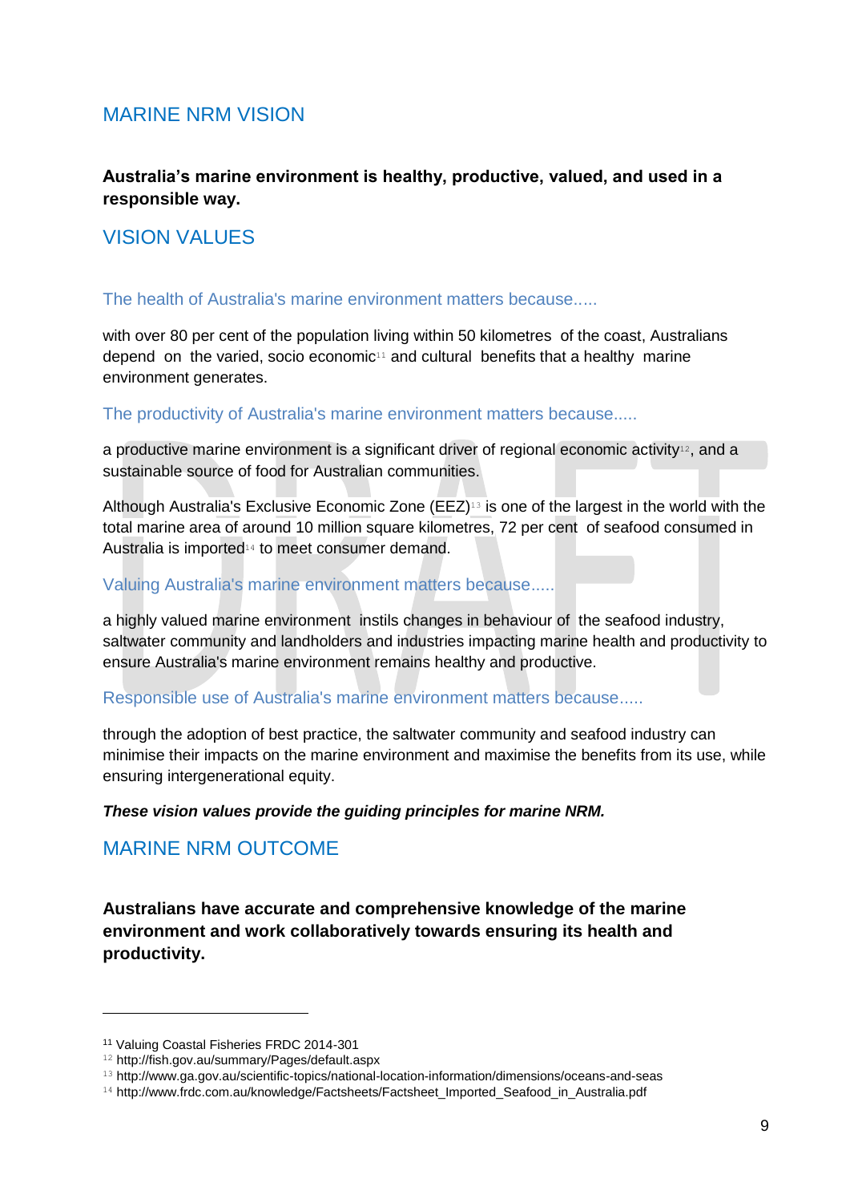## MARINE NRM VISION

**Australia's marine environment is healthy, productive, valued, and used in a responsible way.**

## VISION VALUES

### The health of Australia's marine environment matters because.....

with over 80 per cent of the population living within 50 kilometres of the coast, Australians depend on the varied, socio economic[11] and cultural benefits that a healthy marine environment generates.

### The productivity of Australia's marine environment matters because.....

a productive marine environment is a significant driver of regional economic activity[12], and a sustainable source of food for Australian communities.

Although Australia's Exclusive Economic Zone (EEZ)[13] is one of the largest in the world with the total marine area of around 10 million square kilometres, 72 per cent of seafood consumed in Australia is imported[14] to meet consumer demand.

### Valuing Australia's marine environment matters because.....

a highly valued marine environment instils changes in behaviour of the seafood industry, saltwater community and landholders and industries impacting marine health and productivity to ensure Australia's marine environment remains healthy and productive.

### Responsible use of Australia's marine environment matters because.....

through the adoption of best practice, the saltwater community and seafood industry can minimise their impacts on the marine environment and maximise the benefits from its use, while ensuring intergenerational equity.

***These vision values provide the guiding principles for marine NRM.***

## MARINE NRM OUTCOME

**Australians have accurate and comprehensive knowledge of the marine environment and work collaboratively towards ensuring its health and productivity.**

---

[11] Valuing Coastal Fisheries FRDC 2014-301

[12] http://fish.gov.au/summary/Pages/default.aspx

[13] http://www.ga.gov.au/scientific-topics/national-location-information/dimensions/oceans-and-seas

[14] http://www.frdc.com.au/knowledge/Factsheets/Factsheet_Imported_Seafood_in_Australia.pdf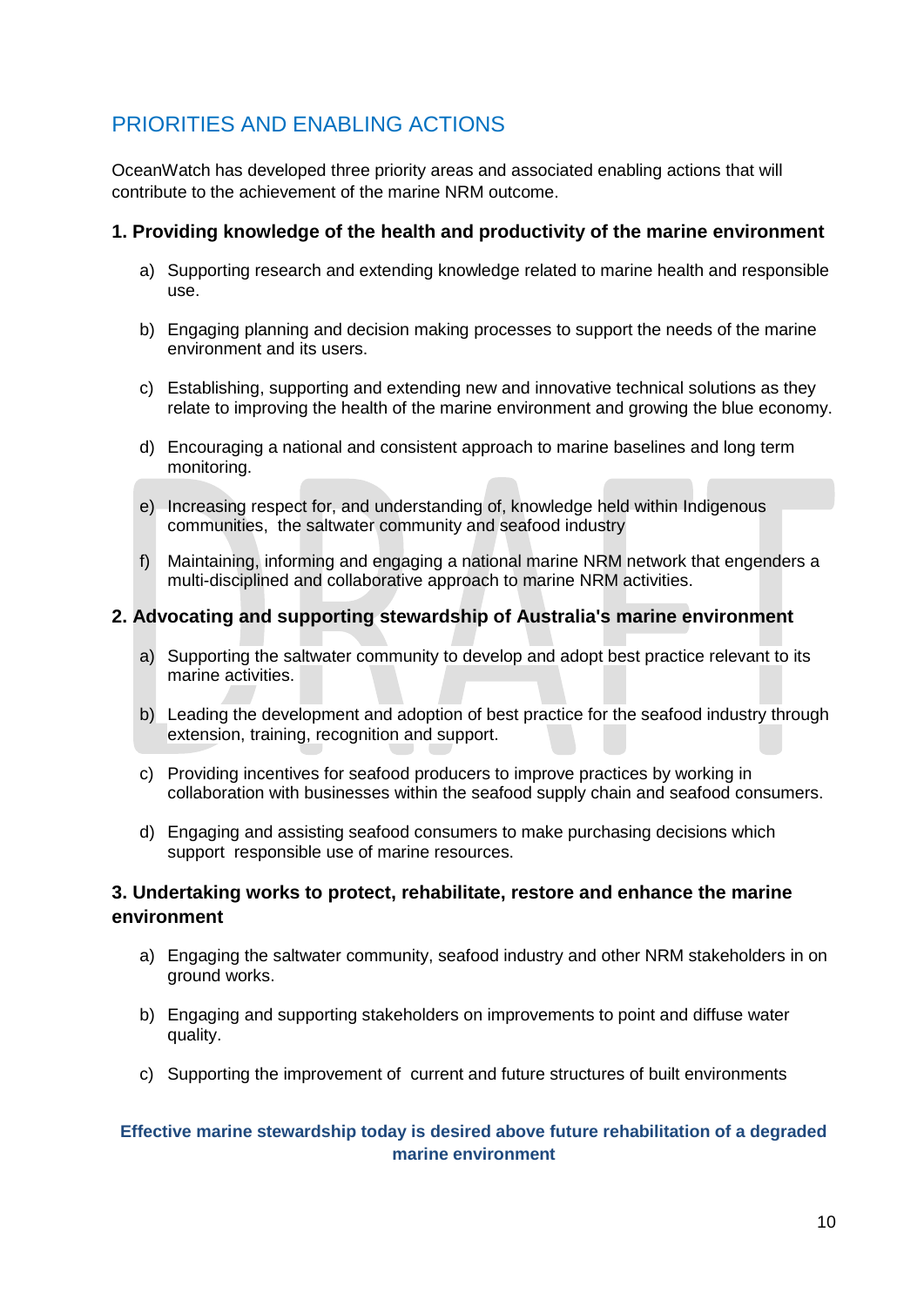## PRIORITIES AND ENABLING ACTIONS

OceanWatch has developed three priority areas and associated enabling actions that will contribute to the achievement of the marine NRM outcome.

### 1. Providing knowledge of the health and productivity of the marine environment

a) Supporting research and extending knowledge related to marine health and responsible use.

b) Engaging planning and decision making processes to support the needs of the marine environment and its users.

c) Establishing, supporting and extending new and innovative technical solutions as they relate to improving the health of the marine environment and growing the blue economy.

d) Encouraging a national and consistent approach to marine baselines and long term monitoring.

e) Increasing respect for, and understanding of, knowledge held within Indigenous communities, the saltwater community and seafood industry

f) Maintaining, informing and engaging a national marine NRM network that engenders a multi-disciplined and collaborative approach to marine NRM activities.

### 2. Advocating and supporting stewardship of Australia's marine environment

a) Supporting the saltwater community to develop and adopt best practice relevant to its marine activities.

b) Leading the development and adoption of best practice for the seafood industry through extension, training, recognition and support.

c) Providing incentives for seafood producers to improve practices by working in collaboration with businesses within the seafood supply chain and seafood consumers.

d) Engaging and assisting seafood consumers to make purchasing decisions which support responsible use of marine resources.

### 3. Undertaking works to protect, rehabilitate, restore and enhance the marine environment

a) Engaging the saltwater community, seafood industry and other NRM stakeholders in on ground works.

b) Engaging and supporting stakeholders on improvements to point and diffuse water quality.

c) Supporting the improvement of current and future structures of built environments

**Effective marine stewardship today is desired above future rehabilitation of a degraded marine environment**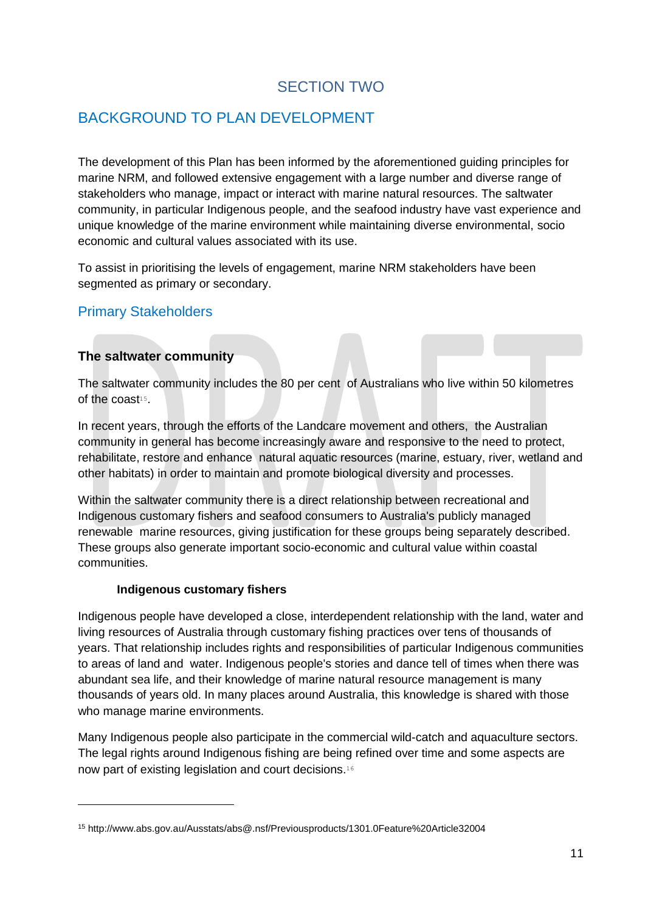# SECTION TWO

## BACKGROUND TO PLAN DEVELOPMENT

The development of this Plan has been informed by the aforementioned guiding principles for marine NRM, and followed extensive engagement with a large number and diverse range of stakeholders who manage, impact or interact with marine natural resources. The saltwater community, in particular Indigenous people, and the seafood industry have vast experience and unique knowledge of the marine environment while maintaining diverse environmental, socio economic and cultural values associated with its use.

To assist in prioritising the levels of engagement, marine NRM stakeholders have been segmented as primary or secondary.

### Primary Stakeholders

#### The saltwater community

The saltwater community includes the 80 per cent of Australians who live within 50 kilometres of the coast[15].

In recent years, through the efforts of the Landcare movement and others, the Australian community in general has become increasingly aware and responsive to the need to protect, rehabilitate, restore and enhance natural aquatic resources (marine, estuary, river, wetland and other habitats) in order to maintain and promote biological diversity and processes.

Within the saltwater community there is a direct relationship between recreational and Indigenous customary fishers and seafood consumers to Australia's publicly managed renewable marine resources, giving justification for these groups being separately described. These groups also generate important socio-economic and cultural value within coastal communities.

**Indigenous customary fishers**

Indigenous people have developed a close, interdependent relationship with the land, water and living resources of Australia through customary fishing practices over tens of thousands of years. That relationship includes rights and responsibilities of particular Indigenous communities to areas of land and water. Indigenous people's stories and dance tell of times when there was abundant sea life, and their knowledge of marine natural resource management is many thousands of years old. In many places around Australia, this knowledge is shared with those who manage marine environments.

Many Indigenous people also participate in the commercial wild-catch and aquaculture sectors. The legal rights around Indigenous fishing are being refined over time and some aspects are now part of existing legislation and court decisions.[16]

---

[15] http://www.abs.gov.au/Ausstats/abs@.nsf/Previousproducts/1301.0Feature%20Article32004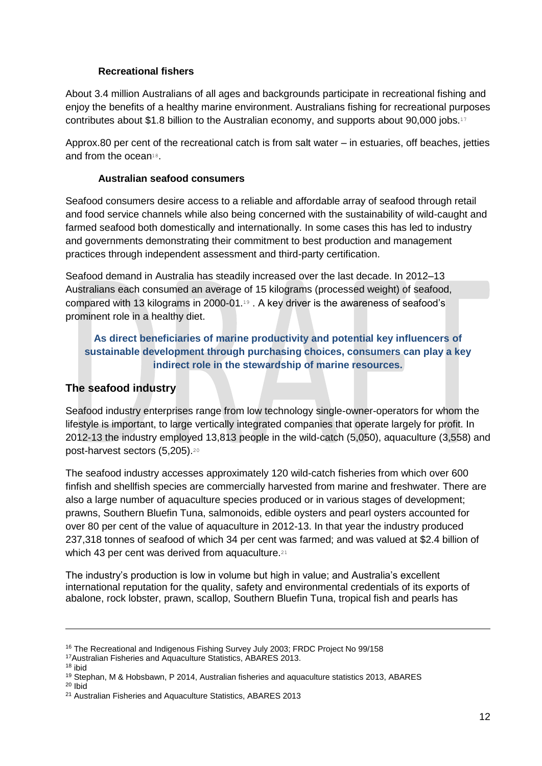### Recreational fishers

About 3.4 million Australians of all ages and backgrounds participate in recreational fishing and enjoy the benefits of a healthy marine environment. Australians fishing for recreational purposes contributes about $1.8 billion to the Australian economy, and supports about 90,000 jobs.[17]

Approx.80 per cent of the recreational catch is from salt water – in estuaries, off beaches, jetties and from the ocean[18].

### Australian seafood consumers

Seafood consumers desire access to a reliable and affordable array of seafood through retail and food service channels while also being concerned with the sustainability of wild-caught and farmed seafood both domestically and internationally. In some cases this has led to industry and governments demonstrating their commitment to best production and management practices through independent assessment and third-party certification.

Seafood demand in Australia has steadily increased over the last decade. In 2012–13 Australians each consumed an average of 15 kilograms (processed weight) of seafood, compared with 13 kilograms in 2000-01.[19] . A key driver is the awareness of seafood's prominent role in a healthy diet.

**As direct beneficiaries of marine productivity and potential key influencers of sustainable development through purchasing choices, consumers can play a key indirect role in the stewardship of marine resources.**

## The seafood industry

Seafood industry enterprises range from low technology single-owner-operators for whom the lifestyle is important, to large vertically integrated companies that operate largely for profit. In 2012-13 the industry employed 13,813 people in the wild-catch (5,050), aquaculture (3,558) and post-harvest sectors (5,205).[20]

The seafood industry accesses approximately 120 wild-catch fisheries from which over 600 finfish and shellfish species are commercially harvested from marine and freshwater. There are also a large number of aquaculture species produced or in various stages of development; prawns, Southern Bluefin Tuna, salmonoids, edible oysters and pearl oysters accounted for over 80 per cent of the value of aquaculture in 2012-13. In that year the industry produced 237,318 tonnes of seafood of which 34 per cent was farmed; and was valued at $2.4 billion of which 43 per cent was derived from aquaculture.[21]

The industry's production is low in volume but high in value; and Australia's excellent international reputation for the quality, safety and environmental credentials of its exports of abalone, rock lobster, prawn, scallop, Southern Bluefin Tuna, tropical fish and pearls has

---

[16] The Recreational and Indigenous Fishing Survey July 2003; FRDC Project No 99/158

[17] Australian Fisheries and Aquaculture Statistics, ABARES 2013.

[18] ibid

[19] Stephan, M & Hobsbawn, P 2014, Australian fisheries and aquaculture statistics 2013, ABARES

[20] Ibid

[21] Australian Fisheries and Aquaculture Statistics, ABARES 2013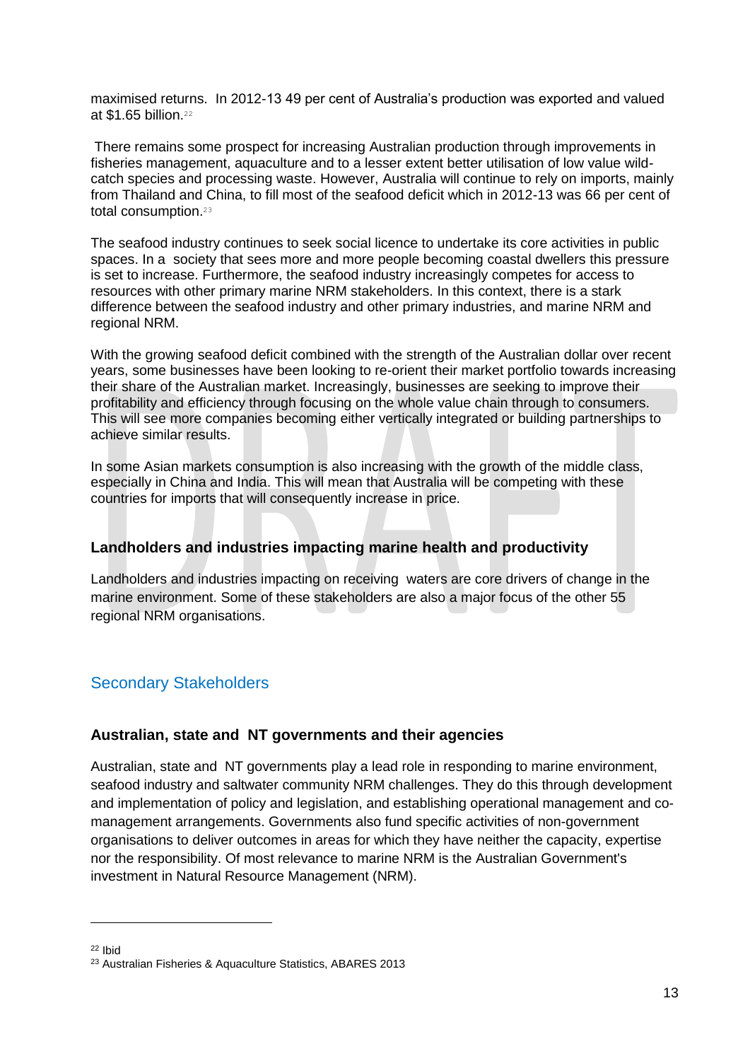maximised returns. In 2012-13 49 per cent of Australia's production was exported and valued at $1.65 billion.[22]

There remains some prospect for increasing Australian production through improvements in fisheries management, aquaculture and to a lesser extent better utilisation of low value wild-catch species and processing waste. However, Australia will continue to rely on imports, mainly from Thailand and China, to fill most of the seafood deficit which in 2012-13 was 66 per cent of total consumption.[23]

The seafood industry continues to seek social licence to undertake its core activities in public spaces. In a society that sees more and more people becoming coastal dwellers this pressure is set to increase. Furthermore, the seafood industry increasingly competes for access to resources with other primary marine NRM stakeholders. In this context, there is a stark difference between the seafood industry and other primary industries, and marine NRM and regional NRM.

With the growing seafood deficit combined with the strength of the Australian dollar over recent years, some businesses have been looking to re-orient their market portfolio towards increasing their share of the Australian market. Increasingly, businesses are seeking to improve their profitability and efficiency through focusing on the whole value chain through to consumers. This will see more companies becoming either vertically integrated or building partnerships to achieve similar results.

In some Asian markets consumption is also increasing with the growth of the middle class, especially in China and India. This will mean that Australia will be competing with these countries for imports that will consequently increase in price.

### Landholders and industries impacting marine health and productivity

Landholders and industries impacting on receiving waters are core drivers of change in the marine environment. Some of these stakeholders are also a major focus of the other 55 regional NRM organisations.

## Secondary Stakeholders

### Australian, state and NT governments and their agencies

Australian, state and NT governments play a lead role in responding to marine environment, seafood industry and saltwater community NRM challenges. They do this through development and implementation of policy and legislation, and establishing operational management and co-management arrangements. Governments also fund specific activities of non-government organisations to deliver outcomes in areas for which they have neither the capacity, expertise nor the responsibility. Of most relevance to marine NRM is the Australian Government's investment in Natural Resource Management (NRM).

---

[22] Ibid

[23] Australian Fisheries & Aquaculture Statistics, ABARES 2013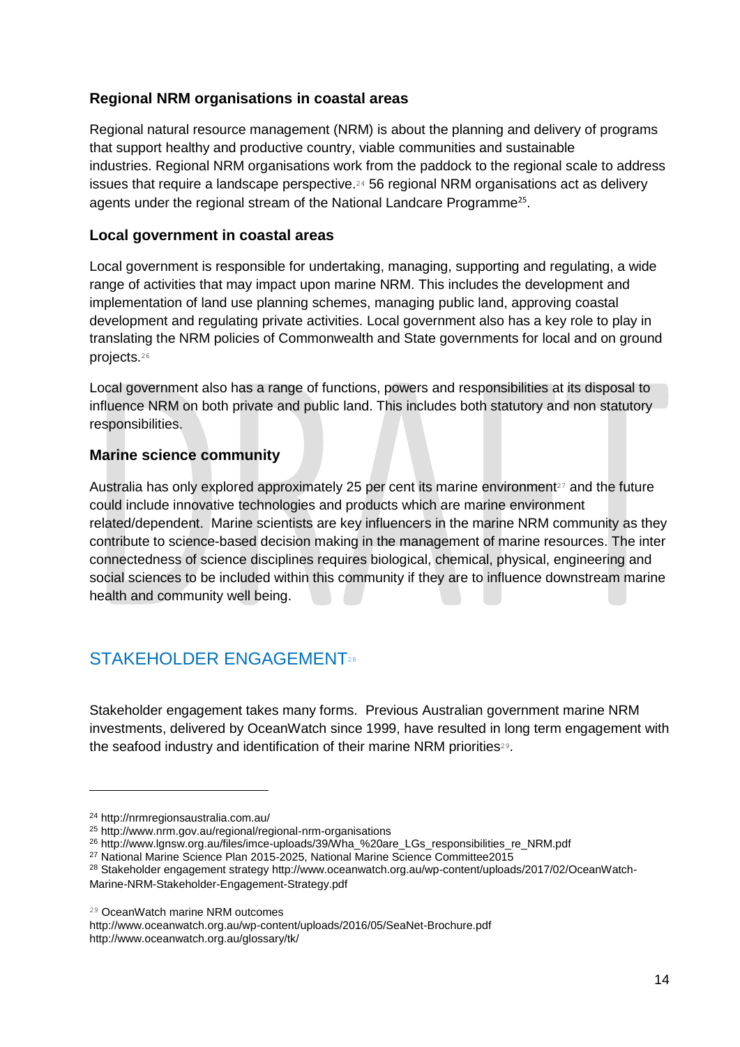### Regional NRM organisations in coastal areas

Regional natural resource management (NRM) is about the planning and delivery of programs that support healthy and productive country, viable communities and sustainable industries. Regional NRM organisations work from the paddock to the regional scale to address issues that require a landscape perspective.[24] 56 regional NRM organisations act as delivery agents under the regional stream of the National Landcare Programme[25].

### Local government in coastal areas

Local government is responsible for undertaking, managing, supporting and regulating, a wide range of activities that may impact upon marine NRM. This includes the development and implementation of land use planning schemes, managing public land, approving coastal development and regulating private activities. Local government also has a key role to play in translating the NRM policies of Commonwealth and State governments for local and on ground projects.[26]

Local government also has a range of functions, powers and responsibilities at its disposal to influence NRM on both private and public land. This includes both statutory and non statutory responsibilities.

### Marine science community

Australia has only explored approximately 25 per cent its marine environment[27] and the future could include innovative technologies and products which are marine environment related/dependent. Marine scientists are key influencers in the marine NRM community as they contribute to science-based decision making in the management of marine resources. The inter connectedness of science disciplines requires biological, chemical, physical, engineering and social sciences to be included within this community if they are to influence downstream marine health and community well being.

## STAKEHOLDER ENGAGEMENT[28]

Stakeholder engagement takes many forms. Previous Australian government marine NRM investments, delivered by OceanWatch since 1999, have resulted in long term engagement with the seafood industry and identification of their marine NRM priorities[29].

---

[24] http://nrmregionsaustralia.com.au/

[25] http://www.nrm.gov.au/regional/regional-nrm-organisations

[26] http://www.lgnsw.org.au/files/imce-uploads/39/Wha_%20are_LGs_responsibilities_re_NRM.pdf

[27] National Marine Science Plan 2015-2025, National Marine Science Committee2015

[28] Stakeholder engagement strategy http://www.oceanwatch.org.au/wp-content/uploads/2017/02/OceanWatch-Marine-NRM-Stakeholder-Engagement-Strategy.pdf

[29] OceanWatch marine NRM outcomes
http://www.oceanwatch.org.au/wp-content/uploads/2016/05/SeaNet-Brochure.pdf
http://www.oceanwatch.org.au/glossary/tk/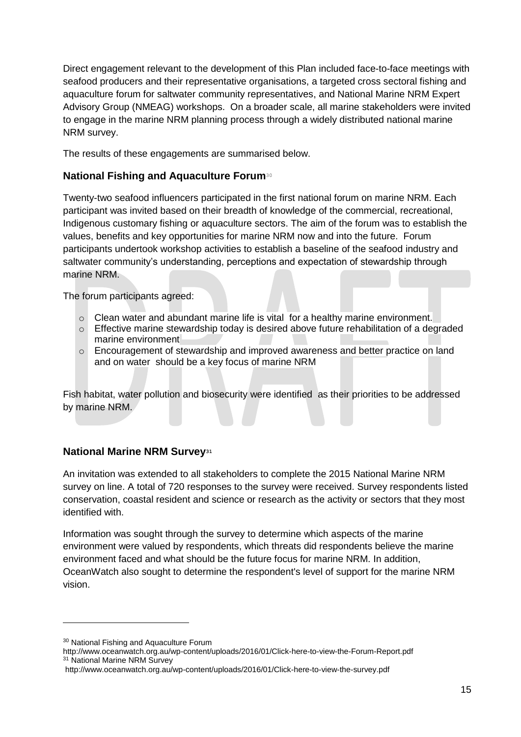Direct engagement relevant to the development of this Plan included face-to-face meetings with seafood producers and their representative organisations, a targeted cross sectoral fishing and aquaculture forum for saltwater community representatives, and National Marine NRM Expert Advisory Group (NMEAG) workshops. On a broader scale, all marine stakeholders were invited to engage in the marine NRM planning process through a widely distributed national marine NRM survey.

The results of these engagements are summarised below.

## National Fishing and Aquaculture Forum[30]

Twenty-two seafood influencers participated in the first national forum on marine NRM. Each participant was invited based on their breadth of knowledge of the commercial, recreational, Indigenous customary fishing or aquaculture sectors. The aim of the forum was to establish the values, benefits and key opportunities for marine NRM now and into the future. Forum participants undertook workshop activities to establish a baseline of the seafood industry and saltwater community's understanding, perceptions and expectation of stewardship through marine NRM.

The forum participants agreed:

- Clean water and abundant marine life is vital for a healthy marine environment.
- Effective marine stewardship today is desired above future rehabilitation of a degraded marine environment
- Encouragement of stewardship and improved awareness and better practice on land and on water should be a key focus of marine NRM

Fish habitat, water pollution and biosecurity were identified as their priorities to be addressed by marine NRM.

## National Marine NRM Survey[31]

An invitation was extended to all stakeholders to complete the 2015 National Marine NRM survey on line. A total of 720 responses to the survey were received. Survey respondents listed conservation, coastal resident and science or research as the activity or sectors that they most identified with.

Information was sought through the survey to determine which aspects of the marine environment were valued by respondents, which threats did respondents believe the marine environment faced and what should be the future focus for marine NRM. In addition, OceanWatch also sought to determine the respondent's level of support for the marine NRM vision.

---

[30] National Fishing and Aquaculture Forum
http://www.oceanwatch.org.au/wp-content/uploads/2016/01/Click-here-to-view-the-Forum-Report.pdf

[31] National Marine NRM Survey
http://www.oceanwatch.org.au/wp-content/uploads/2016/01/Click-here-to-view-the-survey.pdf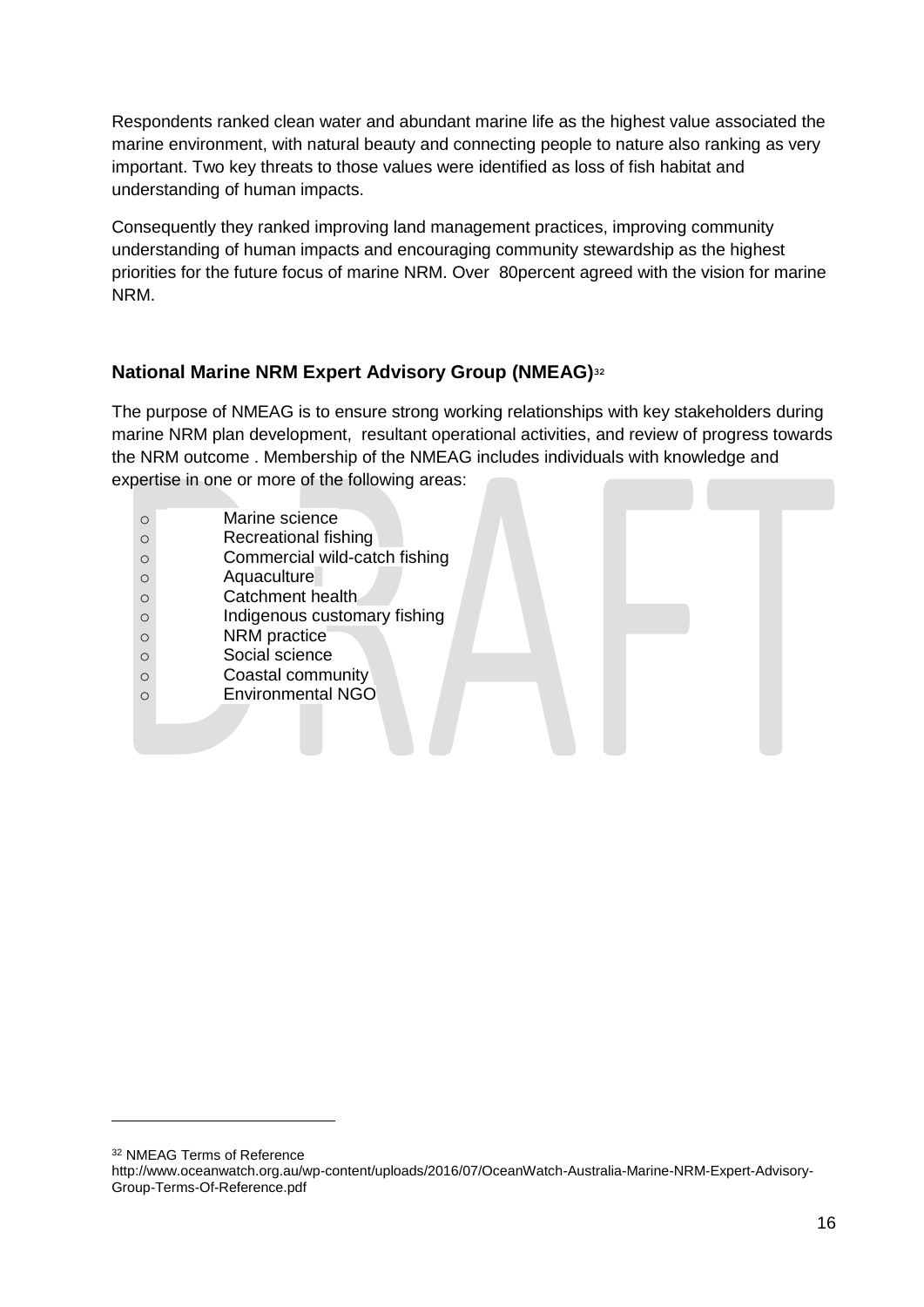Respondents ranked clean water and abundant marine life as the highest value associated the marine environment, with natural beauty and connecting people to nature also ranking as very important. Two key threats to those values were identified as loss of fish habitat and understanding of human impacts.

Consequently they ranked improving land management practices, improving community understanding of human impacts and encouraging community stewardship as the highest priorities for the future focus of marine NRM. Over 80percent agreed with the vision for marine NRM.

### National Marine NRM Expert Advisory Group (NMEAG)[32]

The purpose of NMEAG is to ensure strong working relationships with key stakeholders during marine NRM plan development, resultant operational activities, and review of progress towards the NRM outcome . Membership of the NMEAG includes individuals with knowledge and expertise in one or more of the following areas:

- Marine science
- Recreational fishing
- Commercial wild-catch fishing
- Aquaculture
- Catchment health
- Indigenous customary fishing
- NRM practice
- Social science
- Coastal community
- Environmental NGO

---

[32] NMEAG Terms of Reference http://www.oceanwatch.org.au/wp-content/uploads/2016/07/OceanWatch-Australia-Marine-NRM-Expert-Advisory-Group-Terms-Of-Reference.pdf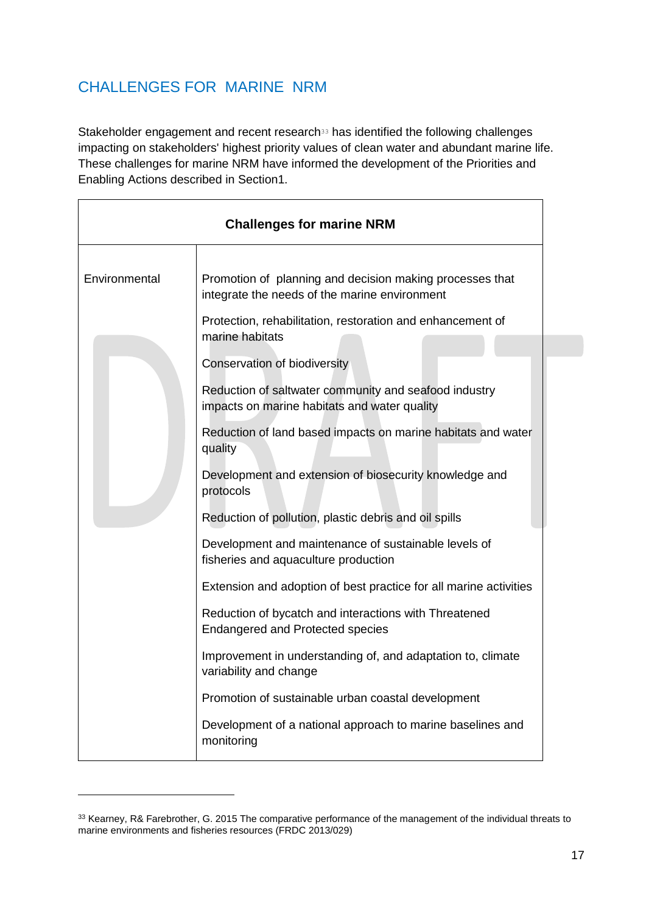## CHALLENGES FOR MARINE NRM

Stakeholder engagement and recent research[33] has identified the following challenges impacting on stakeholders' highest priority values of clean water and abundant marine life. These challenges for marine NRM have informed the development of the Priorities and Enabling Actions described in Section1.

| **Challenges for marine NRM** | |
|---|---|
| Environmental | Promotion of planning and decision making processes that integrate the needs of the marine environment |
| | Protection, rehabilitation, restoration and enhancement of marine habitats |
| | Conservation of biodiversity |
| | Reduction of saltwater community and seafood industry impacts on marine habitats and water quality |
| | Reduction of land based impacts on marine habitats and water quality |
| | Development and extension of biosecurity knowledge and protocols |
| | Reduction of pollution, plastic debris and oil spills |
| | Development and maintenance of sustainable levels of fisheries and aquaculture production |
| | Extension and adoption of best practice for all marine activities |
| | Reduction of bycatch and interactions with Threatened Endangered and Protected species |
| | Improvement in understanding of, and adaptation to, climate variability and change |
| | Promotion of sustainable urban coastal development |
| | Development of a national approach to marine baselines and monitoring |

[33] Kearney, R& Farebrother, G. 2015 The comparative performance of the management of the individual threats to marine environments and fisheries resources (FRDC 2013/029)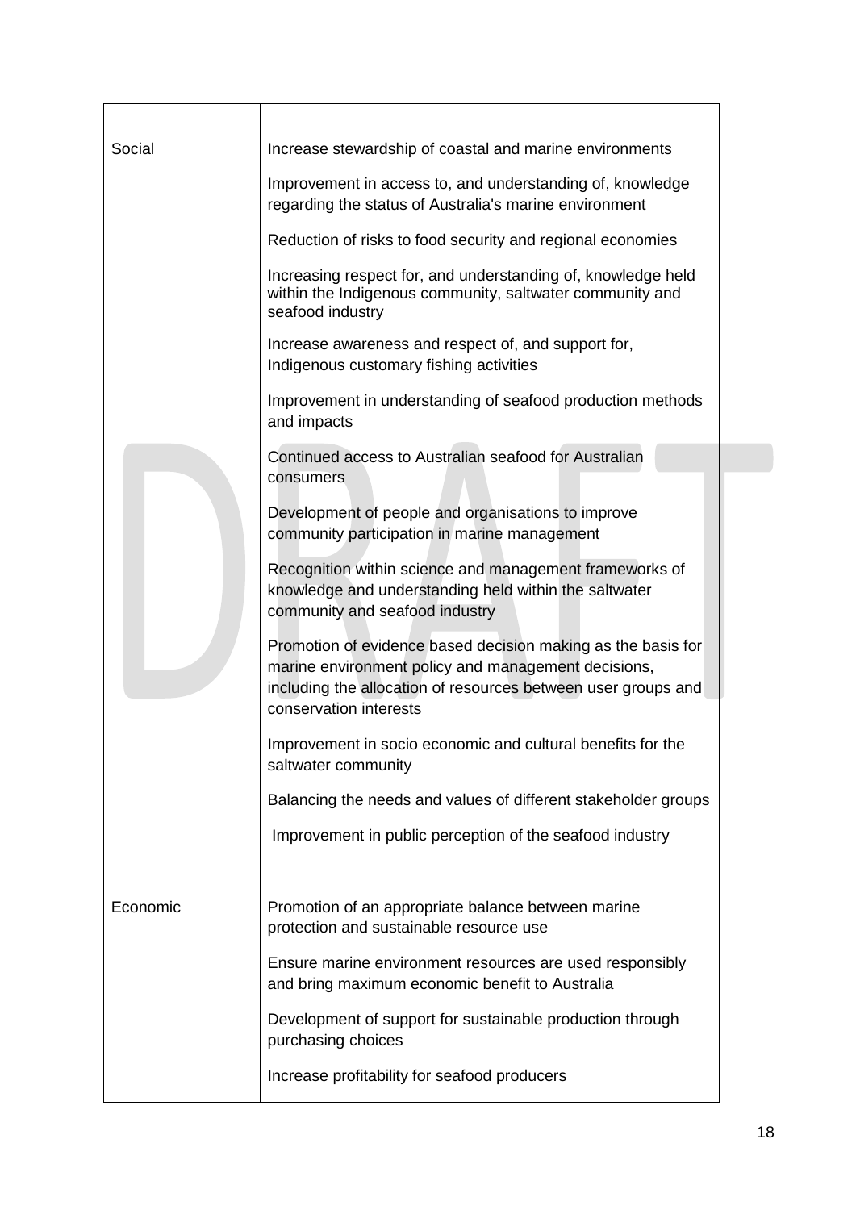| | |
|---|---|
| Social | Increase stewardship of coastal and marine environments<br><br>Improvement in access to, and understanding of, knowledge regarding the status of Australia's marine environment<br><br>Reduction of risks to food security and regional economies<br><br>Increasing respect for, and understanding of, knowledge held within the Indigenous community, saltwater community and seafood industry<br><br>Increase awareness and respect of, and support for, Indigenous customary fishing activities<br><br>Improvement in understanding of seafood production methods and impacts<br><br>Continued access to Australian seafood for Australian consumers<br><br>Development of people and organisations to improve community participation in marine management<br><br>Recognition within science and management frameworks of knowledge and understanding held within the saltwater community and seafood industry<br><br>Promotion of evidence based decision making as the basis for marine environment policy and management decisions, including the allocation of resources between user groups and conservation interests<br><br>Improvement in socio economic and cultural benefits for the saltwater community<br><br>Balancing the needs and values of different stakeholder groups<br><br>Improvement in public perception of the seafood industry |
| Economic | Promotion of an appropriate balance between marine protection and sustainable resource use<br><br>Ensure marine environment resources are used responsibly and bring maximum economic benefit to Australia<br><br>Development of support for sustainable production through purchasing choices<br><br>Increase profitability for seafood producers |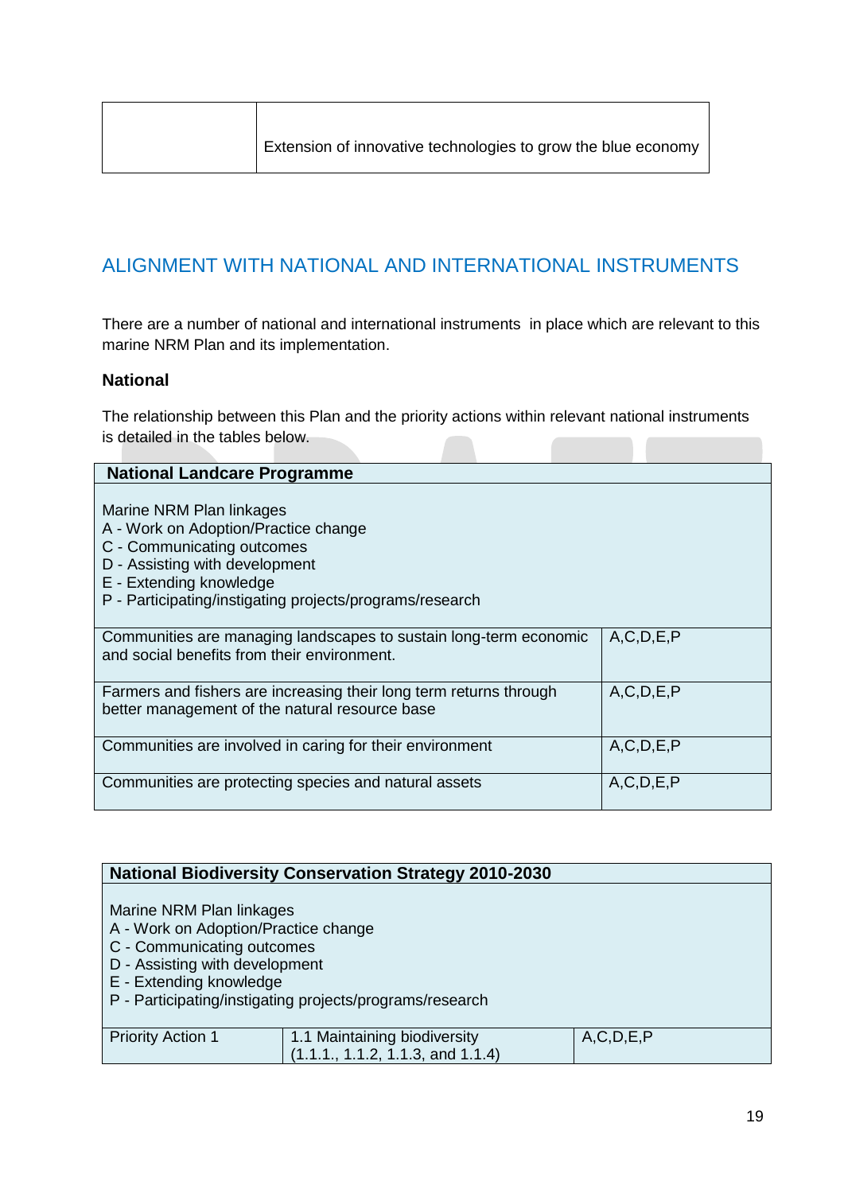|  | Extension of innovative technologies to grow the blue economy |
| --- | --- |

## ALIGNMENT WITH NATIONAL AND INTERNATIONAL INSTRUMENTS

There are a number of national and international instruments in place which are relevant to this marine NRM Plan and its implementation.

### National

The relationship between this Plan and the priority actions within relevant national instruments is detailed in the tables below.

| National Landcare Programme | |
| --- | --- |
| Marine NRM Plan linkages<br>A - Work on Adoption/Practice change<br>C - Communicating outcomes<br>D - Assisting with development<br>E - Extending knowledge<br>P - Participating/instigating projects/programs/research | |
| Communities are managing landscapes to sustain long-term economic and social benefits from their environment. | A,C,D,E,P |
| Farmers and fishers are increasing their long term returns through better management of the natural resource base | A,C,D,E,P |
| Communities are involved in caring for their environment | A,C,D,E,P |
| Communities are protecting species and natural assets | A,C,D,E,P |

| National Biodiversity Conservation Strategy 2010-2030 | | |
| --- | --- | --- |
| Marine NRM Plan linkages<br>A - Work on Adoption/Practice change<br>C - Communicating outcomes<br>D - Assisting with development<br>E - Extending knowledge<br>P - Participating/instigating projects/programs/research | | |
| Priority Action 1 | 1.1 Maintaining biodiversity (1.1.1., 1.1.2, 1.1.3, and 1.1.4) | A,C,D,E,P |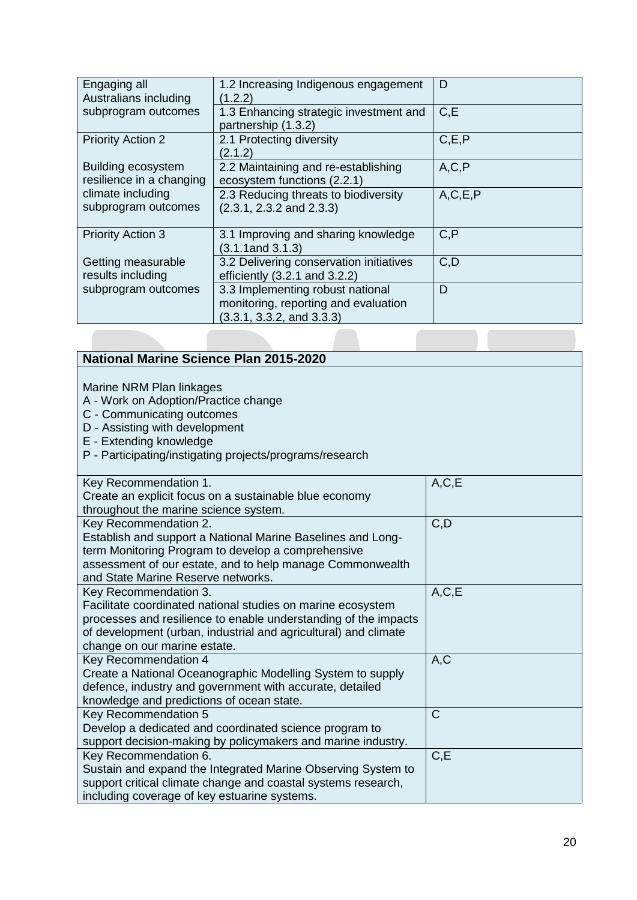| | | |
|---|---|---|
| Engaging all Australians including subprogram outcomes | 1.2 Increasing Indigenous engagement (1.2.2) | D |
| | 1.3 Enhancing strategic investment and partnership (1.3.2) | C,E |
| Priority Action 2<br><br>Building ecosystem resilience in a changing climate including subprogram outcomes | 2.1 Protecting diversity (2.1.2) | C,E,P |
| | 2.2 Maintaining and re-establishing ecosystem functions (2.2.1) | A,C,P |
| | 2.3 Reducing threats to biodiversity (2.3.1, 2.3.2 and 2.3.3) | A,C,E,P |
| Priority Action 3<br><br>Getting measurable results including subprogram outcomes | 3.1 Improving and sharing knowledge (3.1.1and 3.1.3) | C,P |
| | 3.2 Delivering conservation initiatives efficiently (3.2.1 and 3.2.2) | C,D |
| | 3.3 Implementing robust national monitoring, reporting and evaluation (3.3.1, 3.3.2, and 3.3.3) | D |

| **National Marine Science Plan 2015-2020** | |
|---|---|
| Marine NRM Plan linkages<br>A - Work on Adoption/Practice change<br>C - Communicating outcomes<br>D - Assisting with development<br>E - Extending knowledge<br>P - Participating/instigating projects/programs/research | |
| Key Recommendation 1.<br>Create an explicit focus on a sustainable blue economy throughout the marine science system. | A,C,E |
| Key Recommendation 2.<br>Establish and support a National Marine Baselines and Long-term Monitoring Program to develop a comprehensive assessment of our estate, and to help manage Commonwealth and State Marine Reserve networks. | C,D |
| Key Recommendation 3.<br>Facilitate coordinated national studies on marine ecosystem processes and resilience to enable understanding of the impacts of development (urban, industrial and agricultural) and climate change on our marine estate. | A,C,E |
| Key Recommendation 4<br>Create a National Oceanographic Modelling System to supply defence, industry and government with accurate, detailed knowledge and predictions of ocean state. | A,C |
| Key Recommendation 5<br>Develop a dedicated and coordinated science program to support decision-making by policymakers and marine industry. | C |
| Key Recommendation 6.<br>Sustain and expand the Integrated Marine Observing System to support critical climate change and coastal systems research, including coverage of key estuarine systems. | C,E |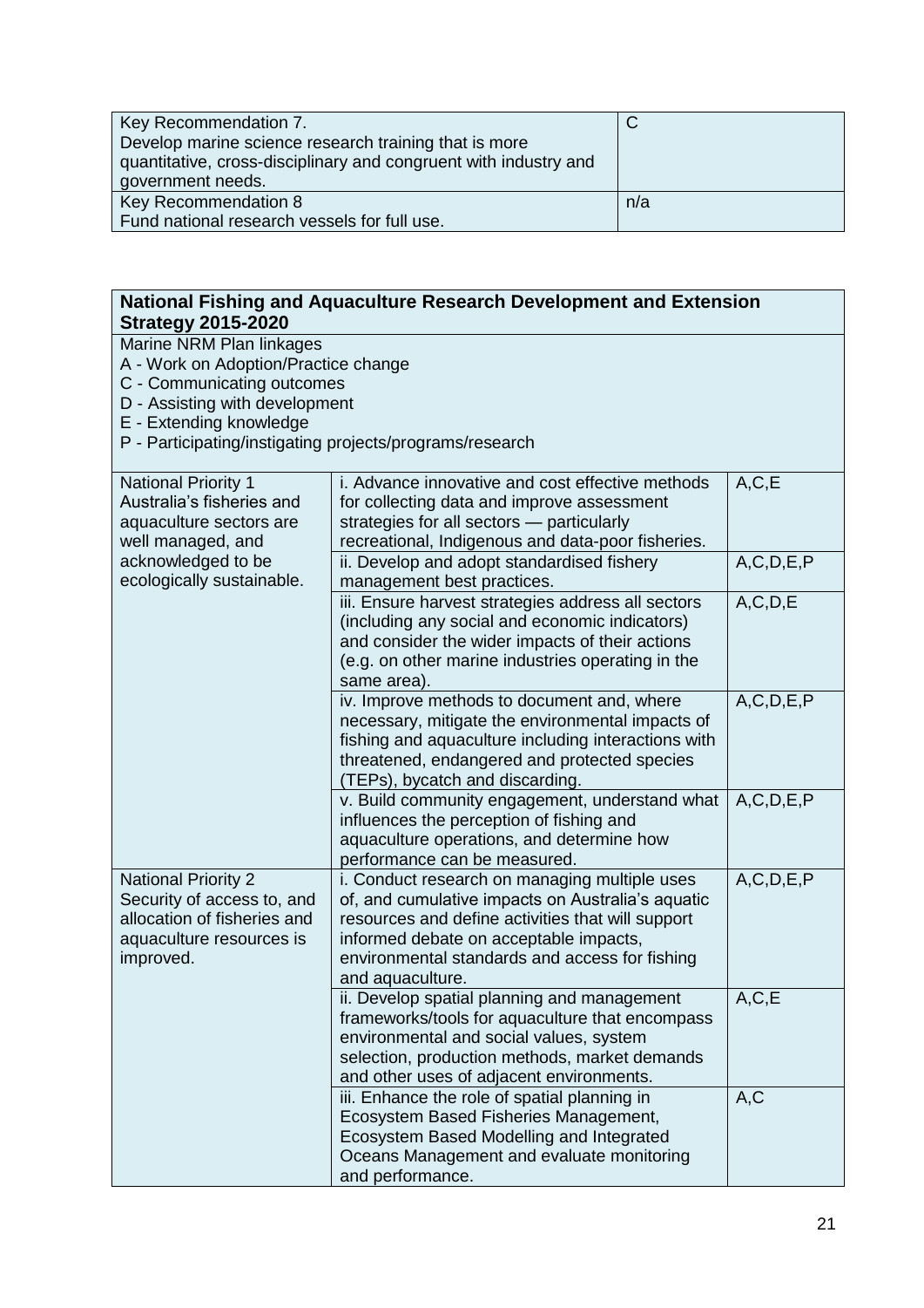| Key Recommendation 7.<br>Develop marine science research training that is more quantitative, cross-disciplinary and congruent with industry and government needs. | C |
|---|---|
| Key Recommendation 8<br>Fund national research vessels for full use. | n/a |

| **National Fishing and Aquaculture Research Development and Extension Strategy 2015-2020** | | |
|---|---|---|
| Marine NRM Plan linkages<br>A - Work on Adoption/Practice change<br>C - Communicating outcomes<br>D - Assisting with development<br>E - Extending knowledge<br>P - Participating/instigating projects/programs/research | | |
| National Priority 1<br>Australia's fisheries and aquaculture sectors are well managed, and acknowledged to be ecologically sustainable. | i. Advance innovative and cost effective methods for collecting data and improve assessment strategies for all sectors — particularly recreational, Indigenous and data-poor fisheries. | A,C,E |
| | ii. Develop and adopt standardised fishery management best practices. | A,C,D,E,P |
| | iii. Ensure harvest strategies address all sectors (including any social and economic indicators) and consider the wider impacts of their actions (e.g. on other marine industries operating in the same area). | A,C,D,E |
| | iv. Improve methods to document and, where necessary, mitigate the environmental impacts of fishing and aquaculture including interactions with threatened, endangered and protected species (TEPs), bycatch and discarding. | A,C,D,E,P |
| | v. Build community engagement, understand what influences the perception of fishing and aquaculture operations, and determine how performance can be measured. | A,C,D,E,P |
| National Priority 2<br>Security of access to, and allocation of fisheries and aquaculture resources is improved. | i. Conduct research on managing multiple uses of, and cumulative impacts on Australia's aquatic resources and define activities that will support informed debate on acceptable impacts, environmental standards and access for fishing and aquaculture. | A,C,D,E,P |
| | ii. Develop spatial planning and management frameworks/tools for aquaculture that encompass environmental and social values, system selection, production methods, market demands and other uses of adjacent environments. | A,C,E |
| | iii. Enhance the role of spatial planning in Ecosystem Based Fisheries Management, Ecosystem Based Modelling and Integrated Oceans Management and evaluate monitoring and performance. | A,C |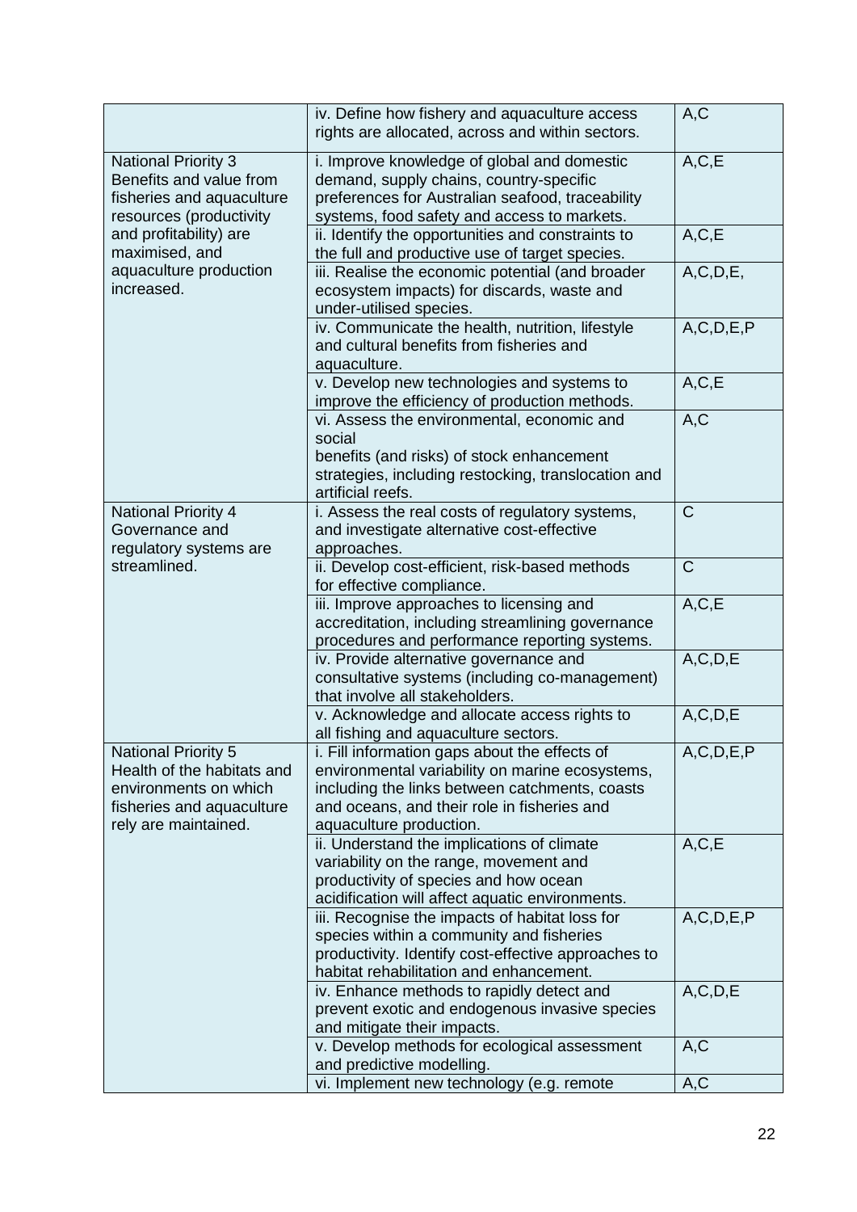| | | |
|---|---|---|
| | iv. Define how fishery and aquaculture access rights are allocated, across and within sectors. | A,C |
| National Priority 3 Benefits and value from fisheries and aquaculture resources (productivity and profitability) are maximised, and aquaculture production increased. | i. Improve knowledge of global and domestic demand, supply chains, country-specific preferences for Australian seafood, traceability systems, food safety and access to markets. | A,C,E |
| | ii. Identify the opportunities and constraints to the full and productive use of target species. | A,C,E |
| | iii. Realise the economic potential (and broader ecosystem impacts) for discards, waste and under-utilised species. | A,C,D,E, |
| | iv. Communicate the health, nutrition, lifestyle and cultural benefits from fisheries and aquaculture. | A,C,D,E,P |
| | v. Develop new technologies and systems to improve the efficiency of production methods. | A,C,E |
| | vi. Assess the environmental, economic and social benefits (and risks) of stock enhancement strategies, including restocking, translocation and artificial reefs. | A,C |
| National Priority 4 Governance and regulatory systems are streamlined. | i. Assess the real costs of regulatory systems, and investigate alternative cost-effective approaches. | C |
| | ii. Develop cost-efficient, risk-based methods for effective compliance. | C |
| | iii. Improve approaches to licensing and accreditation, including streamlining governance procedures and performance reporting systems. | A,C,E |
| | iv. Provide alternative governance and consultative systems (including co-management) that involve all stakeholders. | A,C,D,E |
| | v. Acknowledge and allocate access rights to all fishing and aquaculture sectors. | A,C,D,E |
| National Priority 5 Health of the habitats and environments on which fisheries and aquaculture rely are maintained. | i. Fill information gaps about the effects of environmental variability on marine ecosystems, including the links between catchments, coasts and oceans, and their role in fisheries and aquaculture production. | A,C,D,E,P |
| | ii. Understand the implications of climate variability on the range, movement and productivity of species and how ocean acidification will affect aquatic environments. | A,C,E |
| | iii. Recognise the impacts of habitat loss for species within a community and fisheries productivity. Identify cost-effective approaches to habitat rehabilitation and enhancement. | A,C,D,E,P |
| | iv. Enhance methods to rapidly detect and prevent exotic and endogenous invasive species and mitigate their impacts. | A,C,D,E |
| | v. Develop methods for ecological assessment and predictive modelling. | A,C |
| | vi. Implement new technology (e.g. remote | A,C |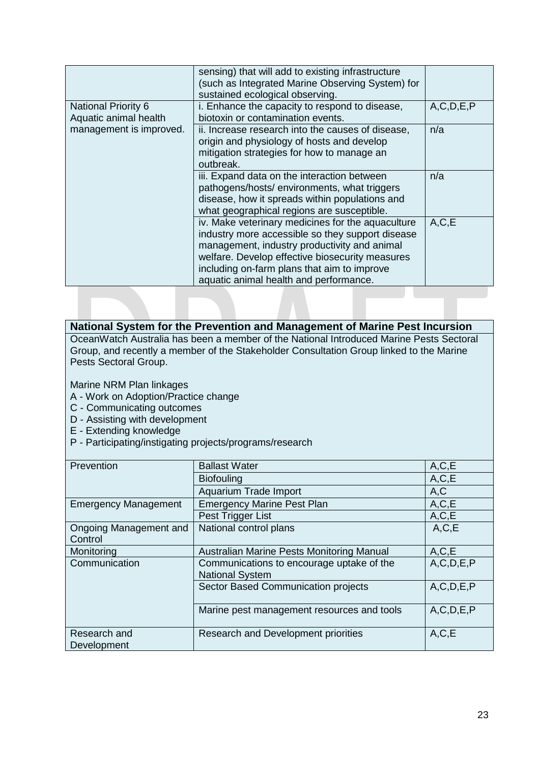| | | |
|---|---|---|
| | sensing) that will add to existing infrastructure (such as Integrated Marine Observing System) for sustained ecological observing. | |
| National Priority 6 Aquatic animal health management is improved. | i. Enhance the capacity to respond to disease, biotoxin or contamination events. | A,C,D,E,P |
| | ii. Increase research into the causes of disease, origin and physiology of hosts and develop mitigation strategies for how to manage an outbreak. | n/a |
| | iii. Expand data on the interaction between pathogens/hosts/ environments, what triggers disease, how it spreads within populations and what geographical regions are susceptible. | n/a |
| | iv. Make veterinary medicines for the aquaculture industry more accessible so they support disease management, industry productivity and animal welfare. Develop effective biosecurity measures including on-farm plans that aim to improve aquatic animal health and performance. | A,C,E |

**National System for the Prevention and Management of Marine Pest Incursion**

OceanWatch Australia has been a member of the National Introduced Marine Pests Sectoral Group, and recently a member of the Stakeholder Consultation Group linked to the Marine Pests Sectoral Group.

Marine NRM Plan linkages

- A - Work on Adoption/Practice change
- C - Communicating outcomes
- D - Assisting with development
- E - Extending knowledge
- P - Participating/instigating projects/programs/research

| | | |
|---|---|---|
| Prevention | Ballast Water | A,C,E |
| | Biofouling | A,C,E |
| | Aquarium Trade Import | A,C |
| Emergency Management | Emergency Marine Pest Plan | A,C,E |
| | Pest Trigger List | A,C,E |
| Ongoing Management and Control | National control plans | A,C,E |
| Monitoring | Australian Marine Pests Monitoring Manual | A,C,E |
| Communication | Communications to encourage uptake of the National System | A,C,D,E,P |
| | Sector Based Communication projects | A,C,D,E,P |
| | Marine pest management resources and tools | A,C,D,E,P |
| Research and Development | Research and Development priorities | A,C,E |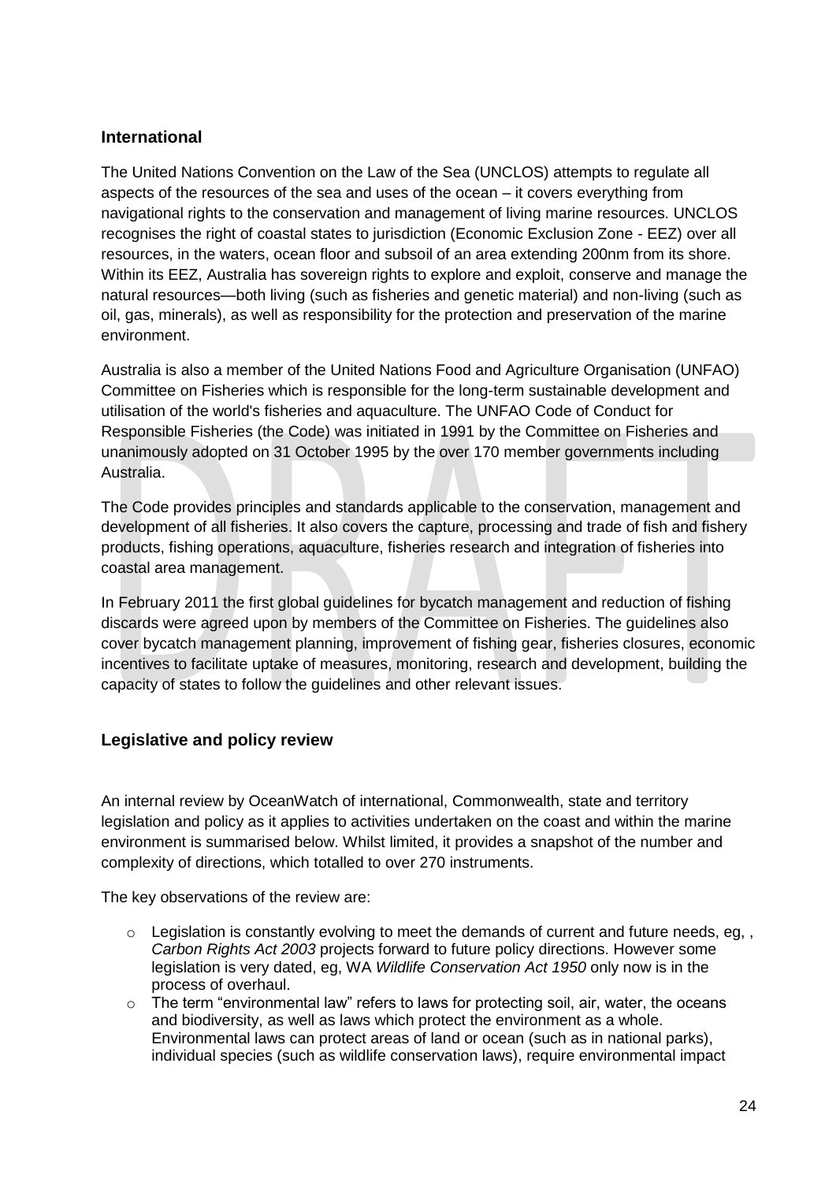## International

The United Nations Convention on the Law of the Sea (UNCLOS) attempts to regulate all aspects of the resources of the sea and uses of the ocean – it covers everything from navigational rights to the conservation and management of living marine resources. UNCLOS recognises the right of coastal states to jurisdiction (Economic Exclusion Zone - EEZ) over all resources, in the waters, ocean floor and subsoil of an area extending 200nm from its shore. Within its EEZ, Australia has sovereign rights to explore and exploit, conserve and manage the natural resources—both living (such as fisheries and genetic material) and non-living (such as oil, gas, minerals), as well as responsibility for the protection and preservation of the marine environment.

Australia is also a member of the United Nations Food and Agriculture Organisation (UNFAO) Committee on Fisheries which is responsible for the long-term sustainable development and utilisation of the world's fisheries and aquaculture. The UNFAO Code of Conduct for Responsible Fisheries (the Code) was initiated in 1991 by the Committee on Fisheries and unanimously adopted on 31 October 1995 by the over 170 member governments including Australia.

The Code provides principles and standards applicable to the conservation, management and development of all fisheries. It also covers the capture, processing and trade of fish and fishery products, fishing operations, aquaculture, fisheries research and integration of fisheries into coastal area management.

In February 2011 the first global guidelines for bycatch management and reduction of fishing discards were agreed upon by members of the Committee on Fisheries. The guidelines also cover bycatch management planning, improvement of fishing gear, fisheries closures, economic incentives to facilitate uptake of measures, monitoring, research and development, building the capacity of states to follow the guidelines and other relevant issues.

## Legislative and policy review

An internal review by OceanWatch of international, Commonwealth, state and territory legislation and policy as it applies to activities undertaken on the coast and within the marine environment is summarised below. Whilst limited, it provides a snapshot of the number and complexity of directions, which totalled to over 270 instruments.

The key observations of the review are:

- Legislation is constantly evolving to meet the demands of current and future needs, eg, , *Carbon Rights Act 2003* projects forward to future policy directions. However some legislation is very dated, eg, WA *Wildlife Conservation Act 1950* only now is in the process of overhaul.
- The term "environmental law" refers to laws for protecting soil, air, water, the oceans and biodiversity, as well as laws which protect the environment as a whole. Environmental laws can protect areas of land or ocean (such as in national parks), individual species (such as wildlife conservation laws), require environmental impact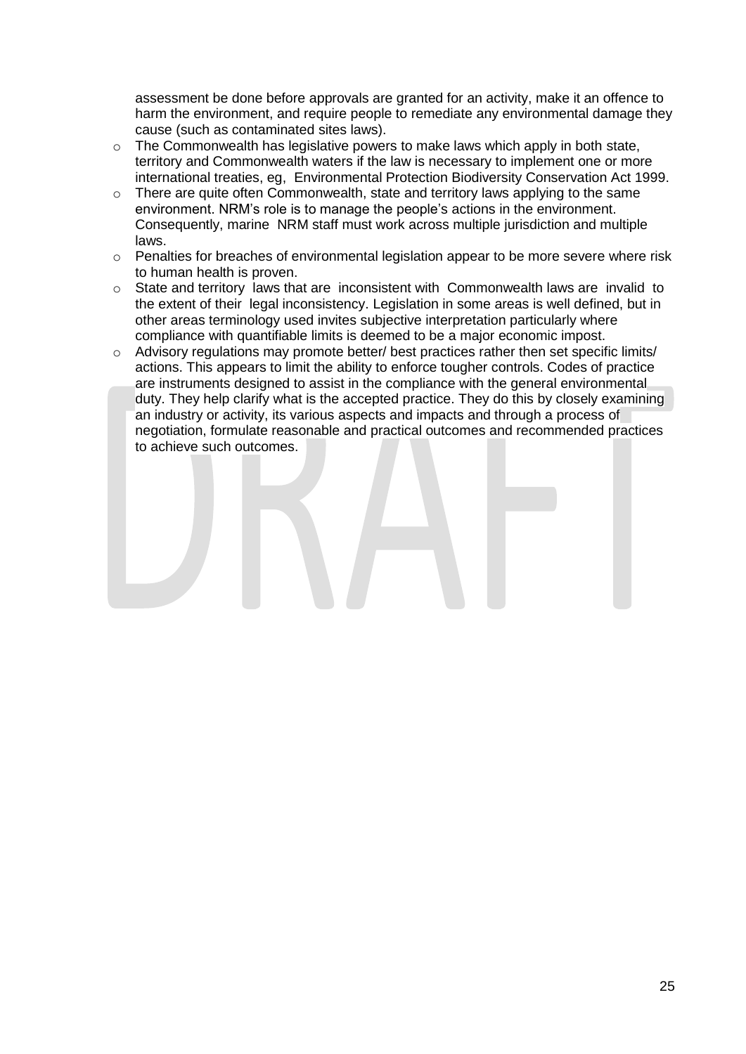assessment be done before approvals are granted for an activity, make it an offence to harm the environment, and require people to remediate any environmental damage they cause (such as contaminated sites laws).

- The Commonwealth has legislative powers to make laws which apply in both state, territory and Commonwealth waters if the law is necessary to implement one or more international treaties, eg, Environmental Protection Biodiversity Conservation Act 1999.
- There are quite often Commonwealth, state and territory laws applying to the same environment. NRM's role is to manage the people's actions in the environment. Consequently, marine NRM staff must work across multiple jurisdiction and multiple laws.
- Penalties for breaches of environmental legislation appear to be more severe where risk to human health is proven.
- State and territory laws that are inconsistent with Commonwealth laws are invalid to the extent of their legal inconsistency. Legislation in some areas is well defined, but in other areas terminology used invites subjective interpretation particularly where compliance with quantifiable limits is deemed to be a major economic impost.
- Advisory regulations may promote better/ best practices rather then set specific limits/ actions. This appears to limit the ability to enforce tougher controls. Codes of practice are instruments designed to assist in the compliance with the general environmental duty. They help clarify what is the accepted practice. They do this by closely examining an industry or activity, its various aspects and impacts and through a process of negotiation, formulate reasonable and practical outcomes and recommended practices to achieve such outcomes.